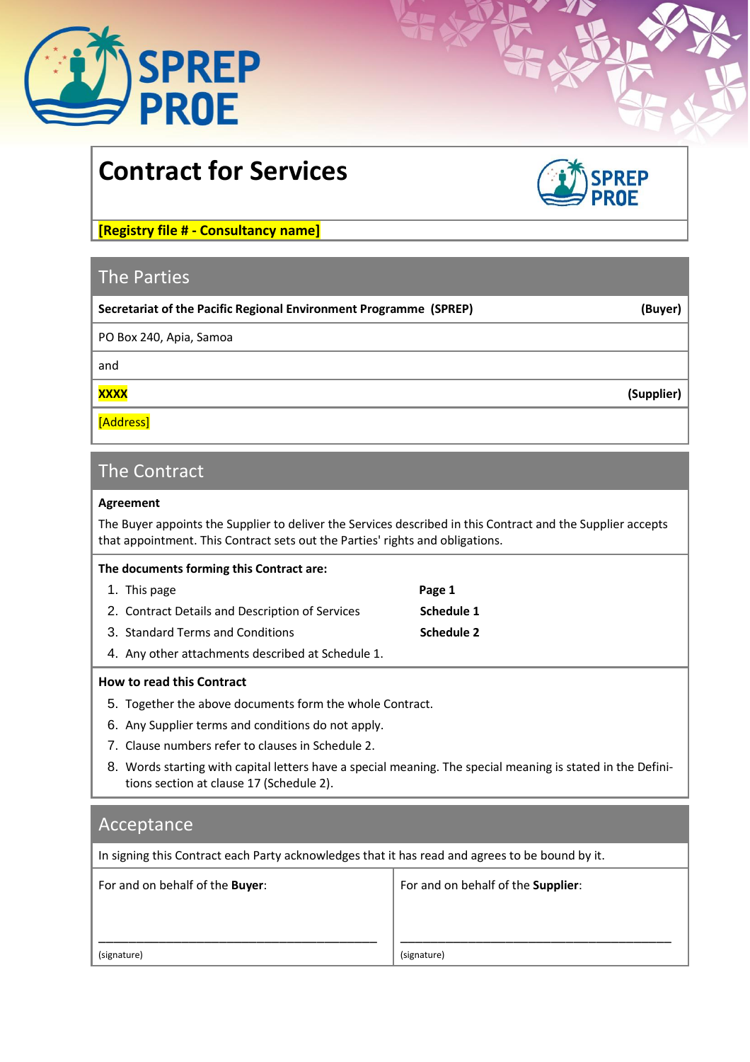# Contract for Services

**[Registry file # - Consultancy name]**

## The Parties

| | |
|---|---|
| **Secretariat of the Pacific Regional Environment Programme (SPREP)** | **(Buyer)** |
| PO Box 240, Apia, Samoa | |
| and | |
| **XXXX** | **(Supplier)** |
| [Address] | |

## The Contract

**Agreement**

The Buyer appoints the Supplier to deliver the Services described in this Contract and the Supplier accepts that appointment. This Contract sets out the Parties' rights and obligations.

**The documents forming this Contract are:**

1. This page — **Page 1**
2. Contract Details and Description of Services — **Schedule 1**
3. Standard Terms and Conditions — **Schedule 2**
4. Any other attachments described at Schedule 1.

**How to read this Contract**

5. Together the above documents form the whole Contract.
6. Any Supplier terms and conditions do not apply.
7. Clause numbers refer to clauses in Schedule 2.
8. Words starting with capital letters have a special meaning. The special meaning is stated in the Definitions section at clause 17 (Schedule 2).

## Acceptance

In signing this Contract each Party acknowledges that it has read and agrees to be bound by it.

| For and on behalf of the **Buyer**: | For and on behalf of the **Supplier**: |
|---|---|
| ______________________________ | ______________________________ |
| (signature) | (signature) |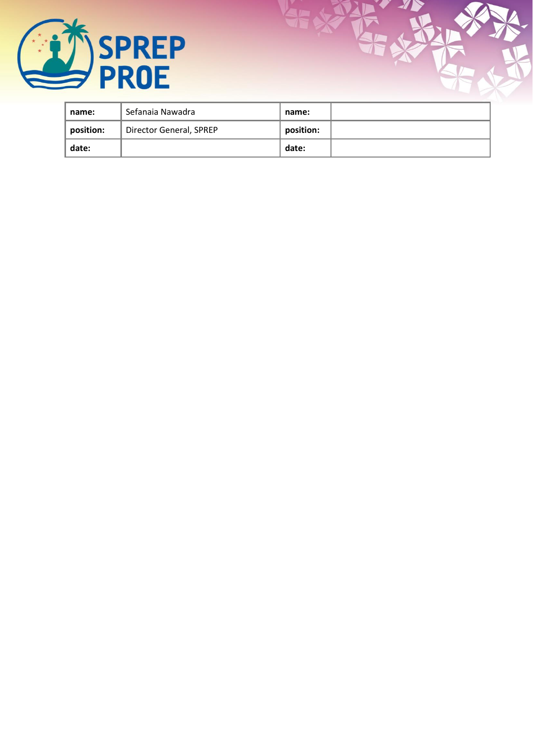| name: | Sefanaia Nawadra | name: | |
|---|---|---|---|
| position: | Director General, SPREP | position: | |
| date: | | date: | |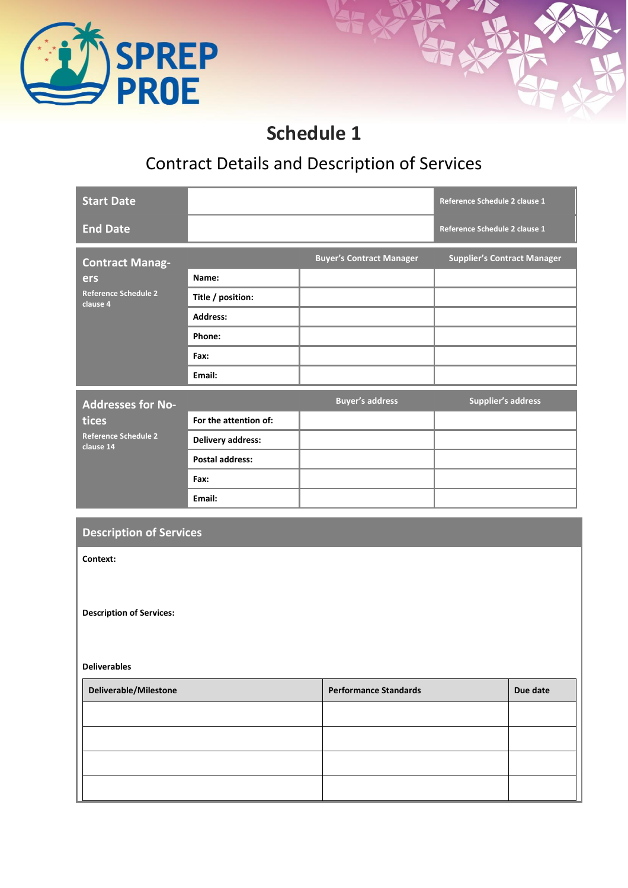# Schedule 1

## Contract Details and Description of Services

| | | |
|---|---|---|
| **Start Date** | | Reference Schedule 2 clause 1 |
| **End Date** | | Reference Schedule 2 clause 1 |

| **Contract Managers** Reference Schedule 2 clause 4 | | Buyer's Contract Manager | Supplier's Contract Manager |
|---|---|---|---|
| | **Name:** | | |
| | **Title / position:** | | |
| | **Address:** | | |
| | **Phone:** | | |
| | **Fax:** | | |
| | **Email:** | | |

| **Addresses for Notices** Reference Schedule 2 clause 14 | | Buyer's address | Supplier's address |
|---|---|---|---|
| | **For the attention of:** | | |
| | **Delivery address:** | | |
| | **Postal address:** | | |
| | **Fax:** | | |
| | **Email:** | | |

### Description of Services

**Context:**

**Description of Services:**

**Deliverables**

| Deliverable/Milestone | Performance Standards | Due date |
|---|---|---|
| | | |
| | | |
| | | |
| | | |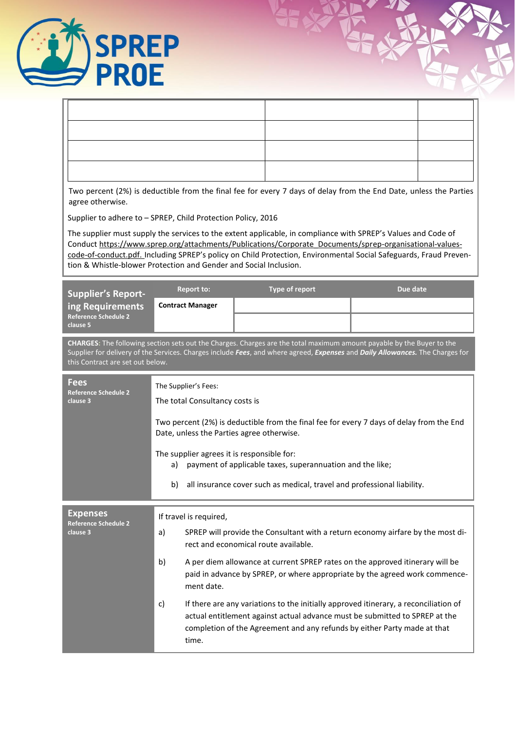| | | |
|---|---|---|
| | | |
| | | |
| | | |
| | | |

Two percent (2%) is deductible from the final fee for every 7 days of delay from the End Date, unless the Parties agree otherwise.

Supplier to adhere to – SPREP, Child Protection Policy, 2016

The supplier must supply the services to the extent applicable, in compliance with SPREP's Values and Code of Conduct https://www.sprep.org/attachments/Publications/Corporate_Documents/sprep-organisational-values-code-of-conduct.pdf. Including SPREP's policy on Child Protection, Environmental Social Safeguards, Fraud Prevention & Whistle-blower Protection and Gender and Social Inclusion.

| **Supplier's Reporting Requirements** Reference Schedule 2 clause 5 | Report to: | Type of report | Due date |
|---|---|---|---|
| | **Contract Manager** | | |
| | | | |

**CHARGES**: The following section sets out the Charges. Charges are the total maximum amount payable by the Buyer to the Supplier for delivery of the Services. Charges include ***Fees***, and where agreed, ***Expenses*** and ***Daily Allowances.*** The Charges for this Contract are set out below.

## Fees
**Reference Schedule 2 clause 3**

The Supplier's Fees:

The total Consultancy costs is

Two percent (2%) is deductible from the final fee for every 7 days of delay from the End Date, unless the Parties agree otherwise.

The supplier agrees it is responsible for:

a) payment of applicable taxes, superannuation and the like;

b) all insurance cover such as medical, travel and professional liability.

## Expenses
**Reference Schedule 2 clause 3**

If travel is required,

a) SPREP will provide the Consultant with a return economy airfare by the most direct and economical route available.

b) A per diem allowance at current SPREP rates on the approved itinerary will be paid in advance by SPREP, or where appropriate by the agreed work commencement date.

c) If there are any variations to the initially approved itinerary, a reconciliation of actual entitlement against actual advance must be submitted to SPREP at the completion of the Agreement and any refunds by either Party made at that time.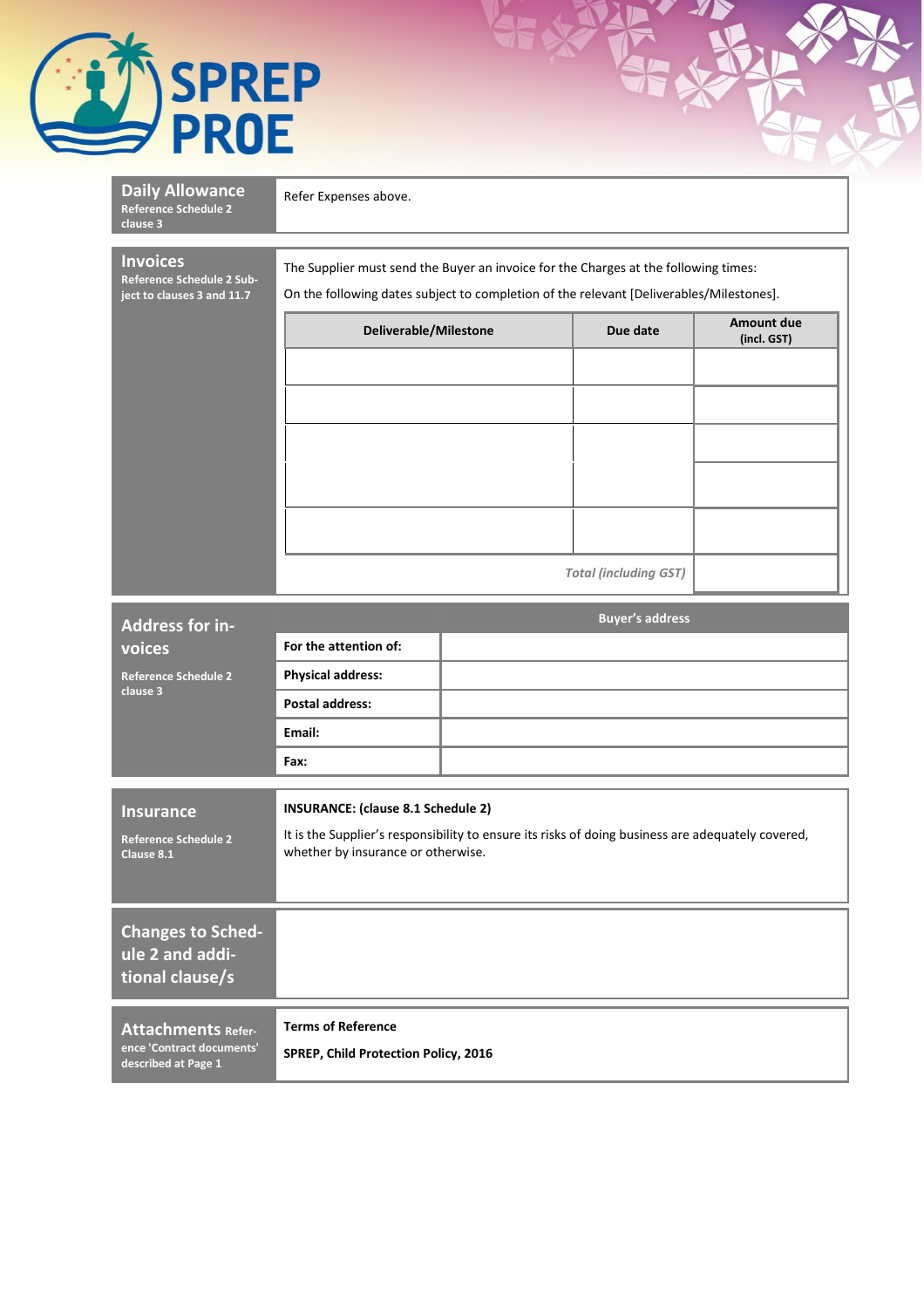| **Daily Allowance**<br>Reference Schedule 2 clause 3 | Refer Expenses above. |
|---|---|

**Invoices**
Reference Schedule 2 Subject to clauses 3 and 11.7

The Supplier must send the Buyer an invoice for the Charges at the following times:

On the following dates subject to completion of the relevant [Deliverables/Milestones].

| Deliverable/Milestone | Due date | Amount due (incl. GST) |
|---|---|---|
| | | |
| | | |
| | | |
| | | |
| | | |
| | *Total (including GST)* | |

**Address for invoices**
Reference Schedule 2 clause 3

| | Buyer's address |
|---|---|
| **For the attention of:** | |
| **Physical address:** | |
| **Postal address:** | |
| **Email:** | |
| **Fax:** | |

| **Insurance**<br>Reference Schedule 2 Clause 8.1 | **INSURANCE: (clause 8.1 Schedule 2)**<br>It is the Supplier's responsibility to ensure its risks of doing business are adequately covered, whether by insurance or otherwise. |
|---|---|
| **Changes to Schedule 2 and additional clause/s** | |
| **Attachments** Reference 'Contract documents' described at Page 1 | **Terms of Reference**<br>**SPREP, Child Protection Policy, 2016** |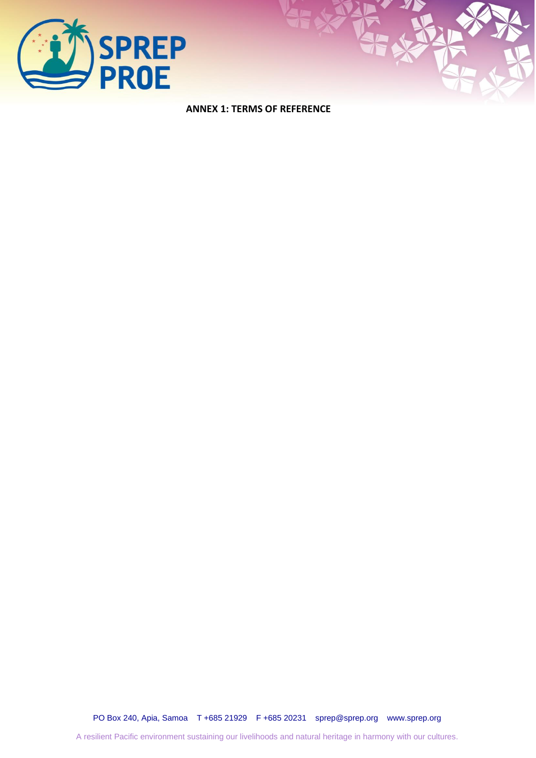**ANNEX 1: TERMS OF REFERENCE**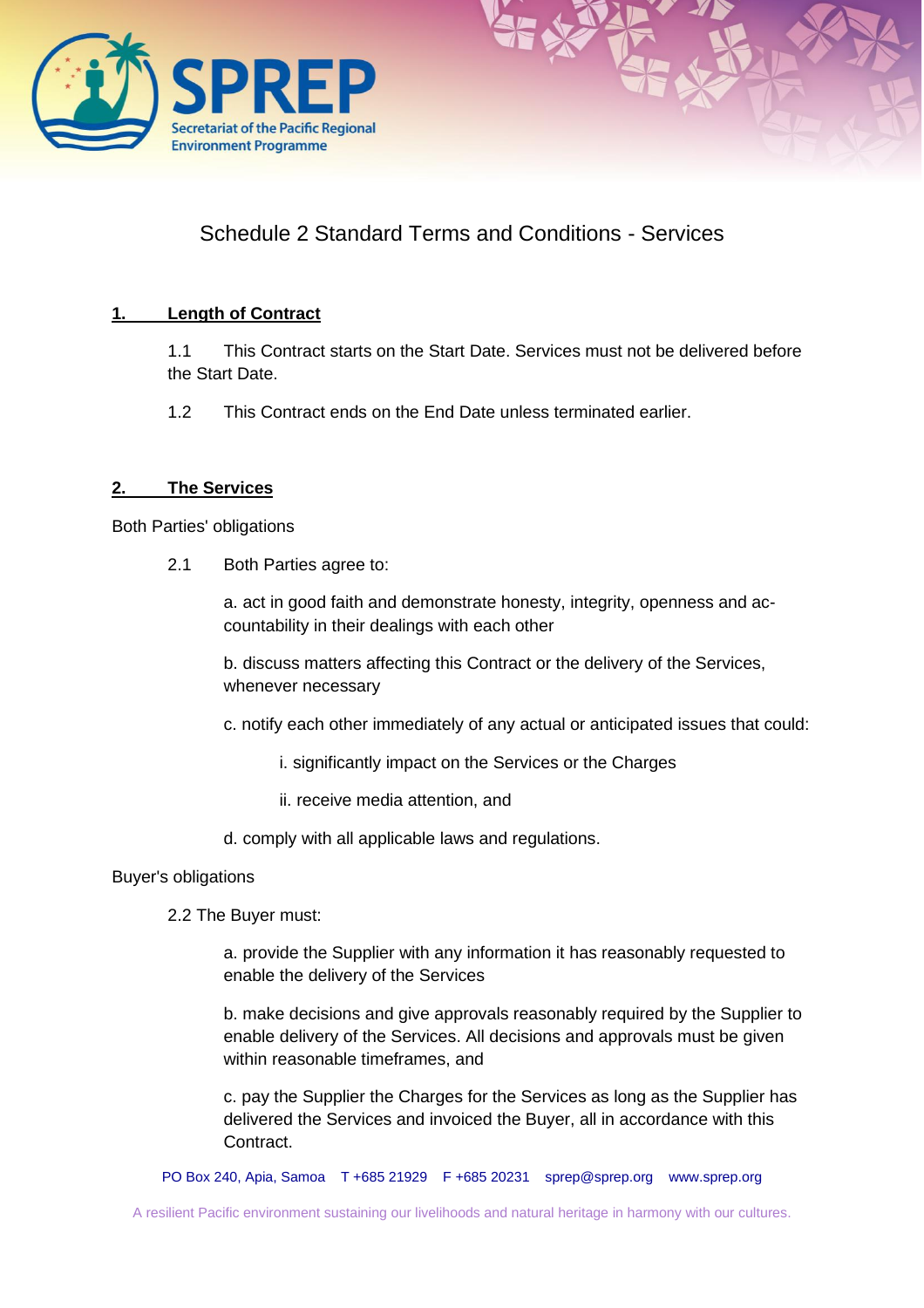# Schedule 2 Standard Terms and Conditions - Services

## 1. Length of Contract

1.1 This Contract starts on the Start Date. Services must not be delivered before the Start Date.

1.2 This Contract ends on the End Date unless terminated earlier.

## 2. The Services

Both Parties' obligations

2.1 Both Parties agree to:

a. act in good faith and demonstrate honesty, integrity, openness and accountability in their dealings with each other

b. discuss matters affecting this Contract or the delivery of the Services, whenever necessary

c. notify each other immediately of any actual or anticipated issues that could:

i. significantly impact on the Services or the Charges

ii. receive media attention, and

d. comply with all applicable laws and regulations.

Buyer's obligations

2.2 The Buyer must:

a. provide the Supplier with any information it has reasonably requested to enable the delivery of the Services

b. make decisions and give approvals reasonably required by the Supplier to enable delivery of the Services. All decisions and approvals must be given within reasonable timeframes, and

c. pay the Supplier the Charges for the Services as long as the Supplier has delivered the Services and invoiced the Buyer, all in accordance with this Contract.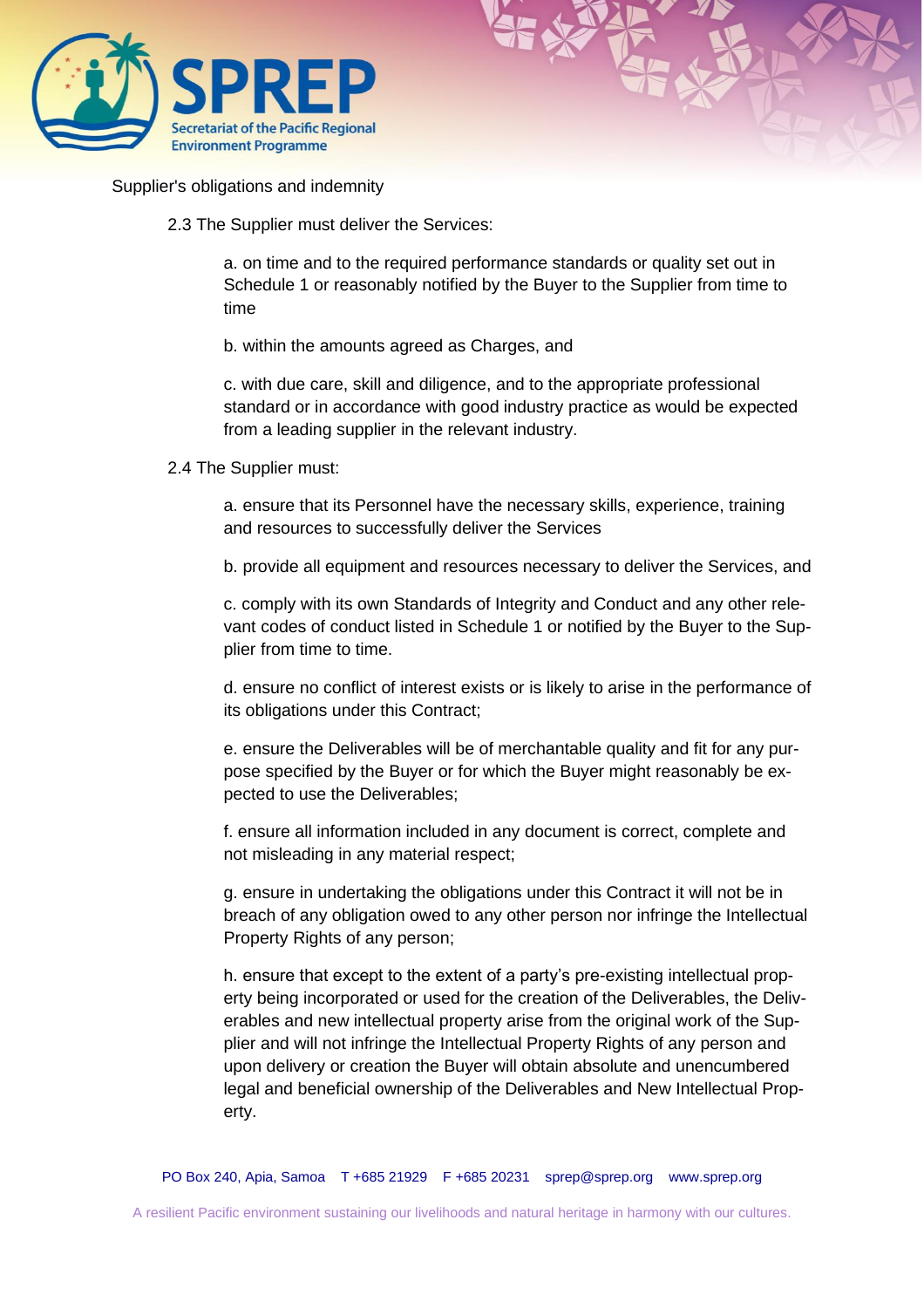Supplier's obligations and indemnity

2.3 The Supplier must deliver the Services:

a. on time and to the required performance standards or quality set out in Schedule 1 or reasonably notified by the Buyer to the Supplier from time to time

b. within the amounts agreed as Charges, and

c. with due care, skill and diligence, and to the appropriate professional standard or in accordance with good industry practice as would be expected from a leading supplier in the relevant industry.

2.4 The Supplier must:

a. ensure that its Personnel have the necessary skills, experience, training and resources to successfully deliver the Services

b. provide all equipment and resources necessary to deliver the Services, and

c. comply with its own Standards of Integrity and Conduct and any other relevant codes of conduct listed in Schedule 1 or notified by the Buyer to the Supplier from time to time.

d. ensure no conflict of interest exists or is likely to arise in the performance of its obligations under this Contract;

e. ensure the Deliverables will be of merchantable quality and fit for any purpose specified by the Buyer or for which the Buyer might reasonably be expected to use the Deliverables;

f. ensure all information included in any document is correct, complete and not misleading in any material respect;

g. ensure in undertaking the obligations under this Contract it will not be in breach of any obligation owed to any other person nor infringe the Intellectual Property Rights of any person;

h. ensure that except to the extent of a party's pre-existing intellectual property being incorporated or used for the creation of the Deliverables, the Deliverables and new intellectual property arise from the original work of the Supplier and will not infringe the Intellectual Property Rights of any person and upon delivery or creation the Buyer will obtain absolute and unencumbered legal and beneficial ownership of the Deliverables and New Intellectual Property.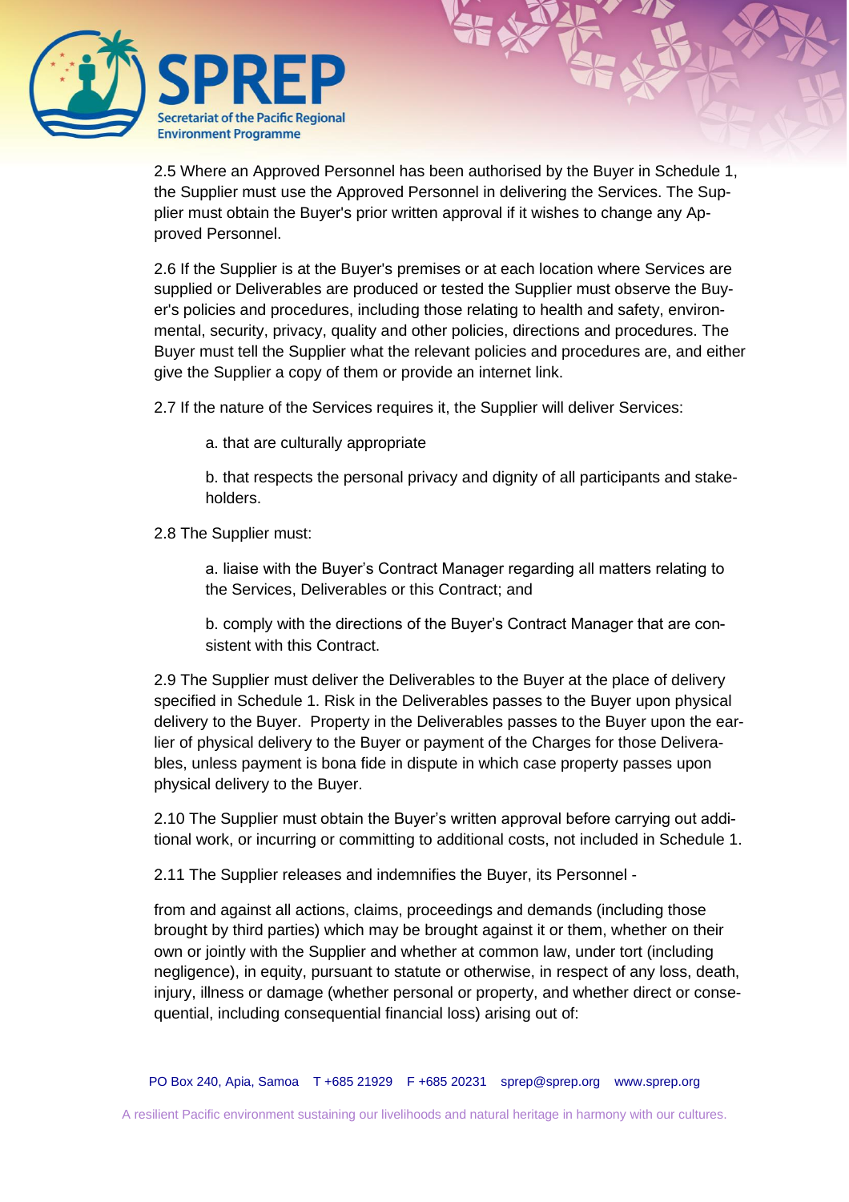2.5 Where an Approved Personnel has been authorised by the Buyer in Schedule 1, the Supplier must use the Approved Personnel in delivering the Services. The Supplier must obtain the Buyer's prior written approval if it wishes to change any Approved Personnel.

2.6 If the Supplier is at the Buyer's premises or at each location where Services are supplied or Deliverables are produced or tested the Supplier must observe the Buyer's policies and procedures, including those relating to health and safety, environmental, security, privacy, quality and other policies, directions and procedures. The Buyer must tell the Supplier what the relevant policies and procedures are, and either give the Supplier a copy of them or provide an internet link.

2.7 If the nature of the Services requires it, the Supplier will deliver Services:

> a. that are culturally appropriate
>
> b. that respects the personal privacy and dignity of all participants and stakeholders.

2.8 The Supplier must:

> a. liaise with the Buyer's Contract Manager regarding all matters relating to the Services, Deliverables or this Contract; and
>
> b. comply with the directions of the Buyer's Contract Manager that are consistent with this Contract.

2.9 The Supplier must deliver the Deliverables to the Buyer at the place of delivery specified in Schedule 1. Risk in the Deliverables passes to the Buyer upon physical delivery to the Buyer. Property in the Deliverables passes to the Buyer upon the earlier of physical delivery to the Buyer or payment of the Charges for those Deliverables, unless payment is bona fide in dispute in which case property passes upon physical delivery to the Buyer.

2.10 The Supplier must obtain the Buyer's written approval before carrying out additional work, or incurring or committing to additional costs, not included in Schedule 1.

2.11 The Supplier releases and indemnifies the Buyer, its Personnel -

from and against all actions, claims, proceedings and demands (including those brought by third parties) which may be brought against it or them, whether on their own or jointly with the Supplier and whether at common law, under tort (including negligence), in equity, pursuant to statute or otherwise, in respect of any loss, death, injury, illness or damage (whether personal or property, and whether direct or consequential, including consequential financial loss) arising out of: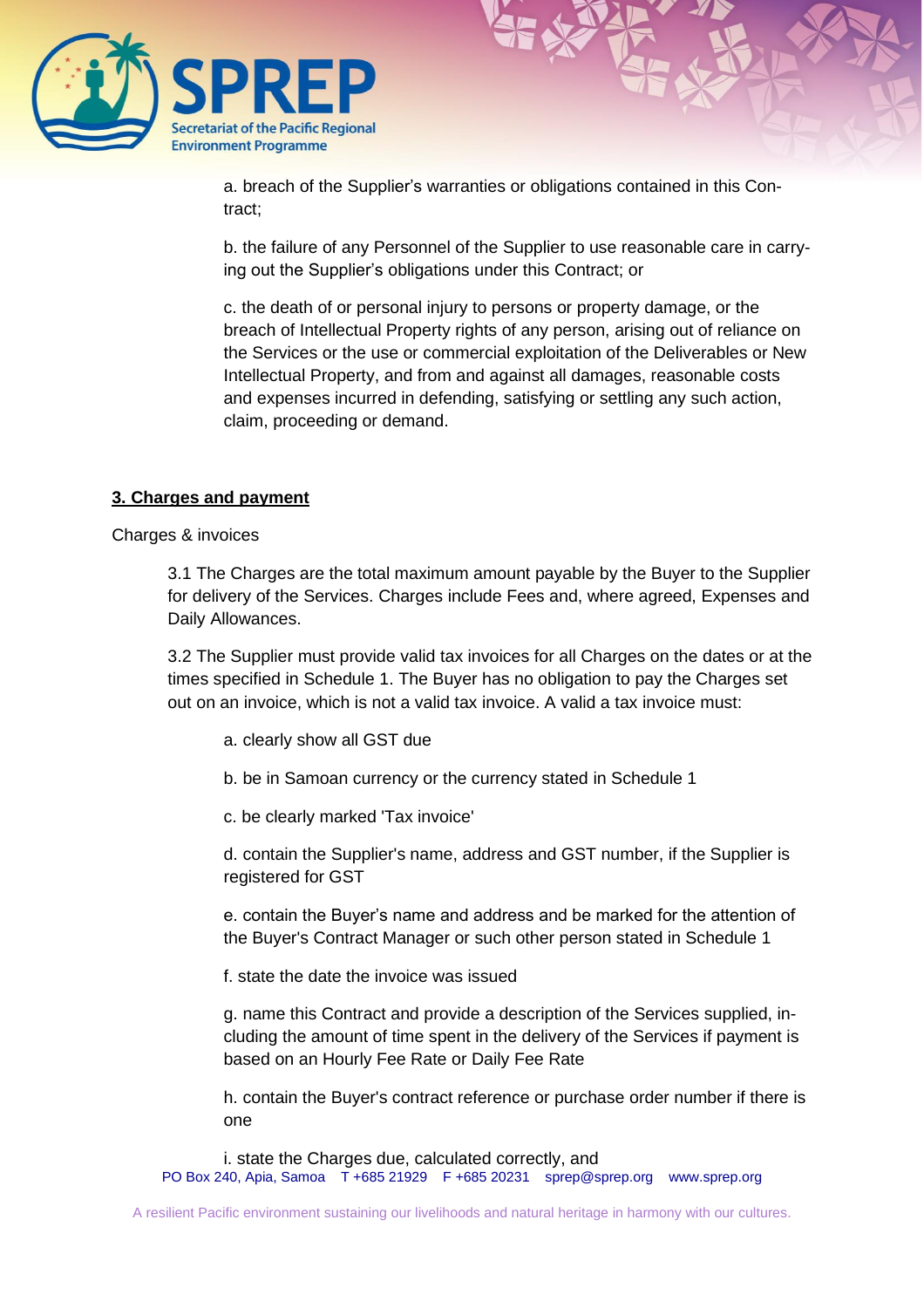a. breach of the Supplier's warranties or obligations contained in this Contract;

b. the failure of any Personnel of the Supplier to use reasonable care in carrying out the Supplier's obligations under this Contract; or

c. the death of or personal injury to persons or property damage, or the breach of Intellectual Property rights of any person, arising out of reliance on the Services or the use or commercial exploitation of the Deliverables or New Intellectual Property, and from and against all damages, reasonable costs and expenses incurred in defending, satisfying or settling any such action, claim, proceeding or demand.

## <u>**3. Charges and payment**</u>

Charges & invoices

3.1 The Charges are the total maximum amount payable by the Buyer to the Supplier for delivery of the Services. Charges include Fees and, where agreed, Expenses and Daily Allowances.

3.2 The Supplier must provide valid tax invoices for all Charges on the dates or at the times specified in Schedule 1. The Buyer has no obligation to pay the Charges set out on an invoice, which is not a valid tax invoice. A valid a tax invoice must:

a. clearly show all GST due

b. be in Samoan currency or the currency stated in Schedule 1

c. be clearly marked 'Tax invoice'

d. contain the Supplier's name, address and GST number, if the Supplier is registered for GST

e. contain the Buyer's name and address and be marked for the attention of the Buyer's Contract Manager or such other person stated in Schedule 1

f. state the date the invoice was issued

g. name this Contract and provide a description of the Services supplied, including the amount of time spent in the delivery of the Services if payment is based on an Hourly Fee Rate or Daily Fee Rate

h. contain the Buyer's contract reference or purchase order number if there is one

i. state the Charges due, calculated correctly, and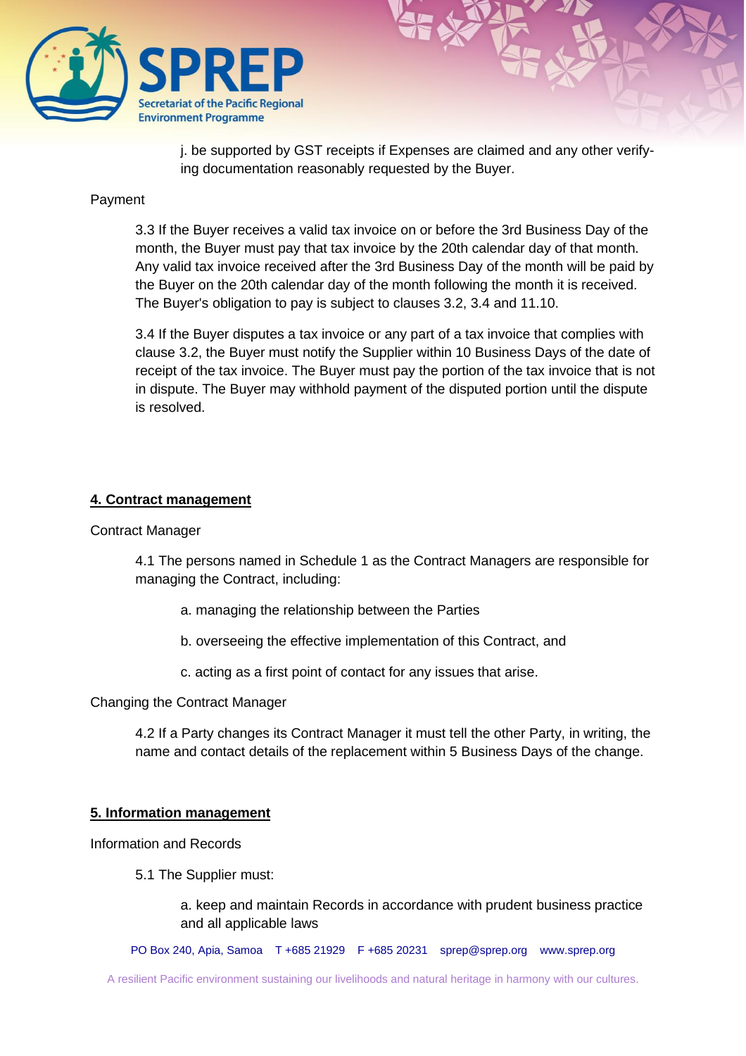j. be supported by GST receipts if Expenses are claimed and any other verifying documentation reasonably requested by the Buyer.

Payment

3.3 If the Buyer receives a valid tax invoice on or before the 3rd Business Day of the month, the Buyer must pay that tax invoice by the 20th calendar day of that month. Any valid tax invoice received after the 3rd Business Day of the month will be paid by the Buyer on the 20th calendar day of the month following the month it is received. The Buyer's obligation to pay is subject to clauses 3.2, 3.4 and 11.10.

3.4 If the Buyer disputes a tax invoice or any part of a tax invoice that complies with clause 3.2, the Buyer must notify the Supplier within 10 Business Days of the date of receipt of the tax invoice. The Buyer must pay the portion of the tax invoice that is not in dispute. The Buyer may withhold payment of the disputed portion until the dispute is resolved.

## 4. Contract management

Contract Manager

4.1 The persons named in Schedule 1 as the Contract Managers are responsible for managing the Contract, including:

a. managing the relationship between the Parties

b. overseeing the effective implementation of this Contract, and

c. acting as a first point of contact for any issues that arise.

Changing the Contract Manager

4.2 If a Party changes its Contract Manager it must tell the other Party, in writing, the name and contact details of the replacement within 5 Business Days of the change.

## 5. Information management

Information and Records

5.1 The Supplier must:

a. keep and maintain Records in accordance with prudent business practice and all applicable laws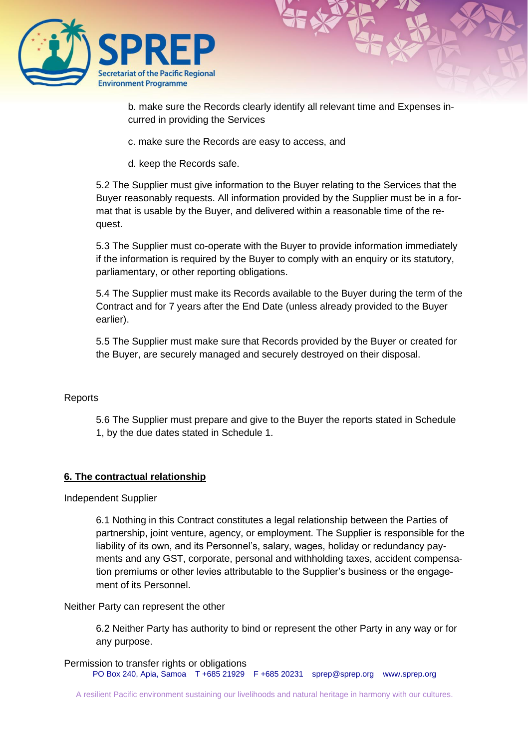b. make sure the Records clearly identify all relevant time and Expenses incurred in providing the Services

c. make sure the Records are easy to access, and

d. keep the Records safe.

5.2 The Supplier must give information to the Buyer relating to the Services that the Buyer reasonably requests. All information provided by the Supplier must be in a format that is usable by the Buyer, and delivered within a reasonable time of the request.

5.3 The Supplier must co-operate with the Buyer to provide information immediately if the information is required by the Buyer to comply with an enquiry or its statutory, parliamentary, or other reporting obligations.

5.4 The Supplier must make its Records available to the Buyer during the term of the Contract and for 7 years after the End Date (unless already provided to the Buyer earlier).

5.5 The Supplier must make sure that Records provided by the Buyer or created for the Buyer, are securely managed and securely destroyed on their disposal.

Reports

5.6 The Supplier must prepare and give to the Buyer the reports stated in Schedule 1, by the due dates stated in Schedule 1.

## 6. The contractual relationship

Independent Supplier

6.1 Nothing in this Contract constitutes a legal relationship between the Parties of partnership, joint venture, agency, or employment. The Supplier is responsible for the liability of its own, and its Personnel's, salary, wages, holiday or redundancy payments and any GST, corporate, personal and withholding taxes, accident compensation premiums or other levies attributable to the Supplier's business or the engagement of its Personnel.

Neither Party can represent the other

6.2 Neither Party has authority to bind or represent the other Party in any way or for any purpose.

Permission to transfer rights or obligations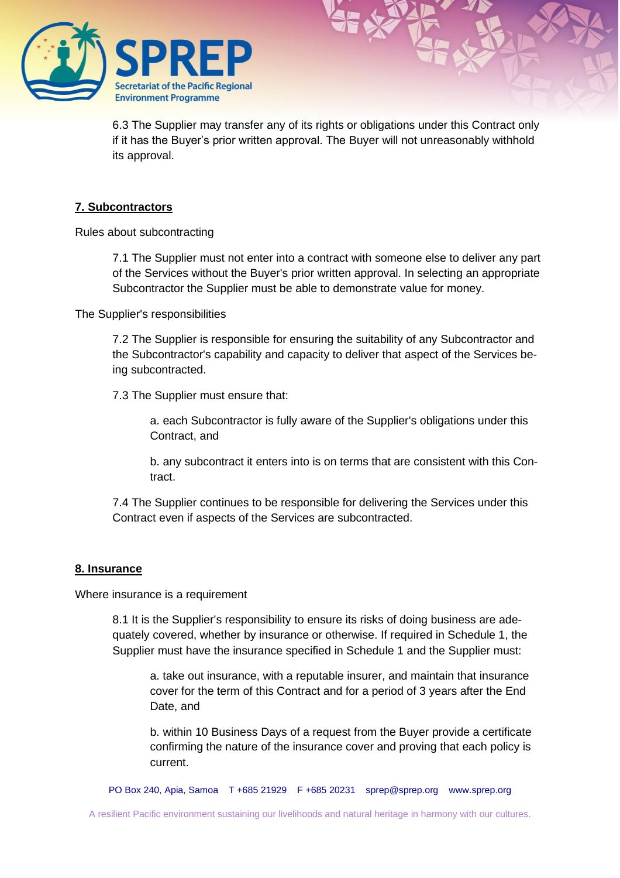6.3 The Supplier may transfer any of its rights or obligations under this Contract only if it has the Buyer's prior written approval. The Buyer will not unreasonably withhold its approval.

## 7. Subcontractors

Rules about subcontracting

7.1 The Supplier must not enter into a contract with someone else to deliver any part of the Services without the Buyer's prior written approval. In selecting an appropriate Subcontractor the Supplier must be able to demonstrate value for money.

The Supplier's responsibilities

7.2 The Supplier is responsible for ensuring the suitability of any Subcontractor and the Subcontractor's capability and capacity to deliver that aspect of the Services being subcontracted.

7.3 The Supplier must ensure that:

a. each Subcontractor is fully aware of the Supplier's obligations under this Contract, and

b. any subcontract it enters into is on terms that are consistent with this Contract.

7.4 The Supplier continues to be responsible for delivering the Services under this Contract even if aspects of the Services are subcontracted.

## 8. Insurance

Where insurance is a requirement

8.1 It is the Supplier's responsibility to ensure its risks of doing business are adequately covered, whether by insurance or otherwise. If required in Schedule 1, the Supplier must have the insurance specified in Schedule 1 and the Supplier must:

a. take out insurance, with a reputable insurer, and maintain that insurance cover for the term of this Contract and for a period of 3 years after the End Date, and

b. within 10 Business Days of a request from the Buyer provide a certificate confirming the nature of the insurance cover and proving that each policy is current.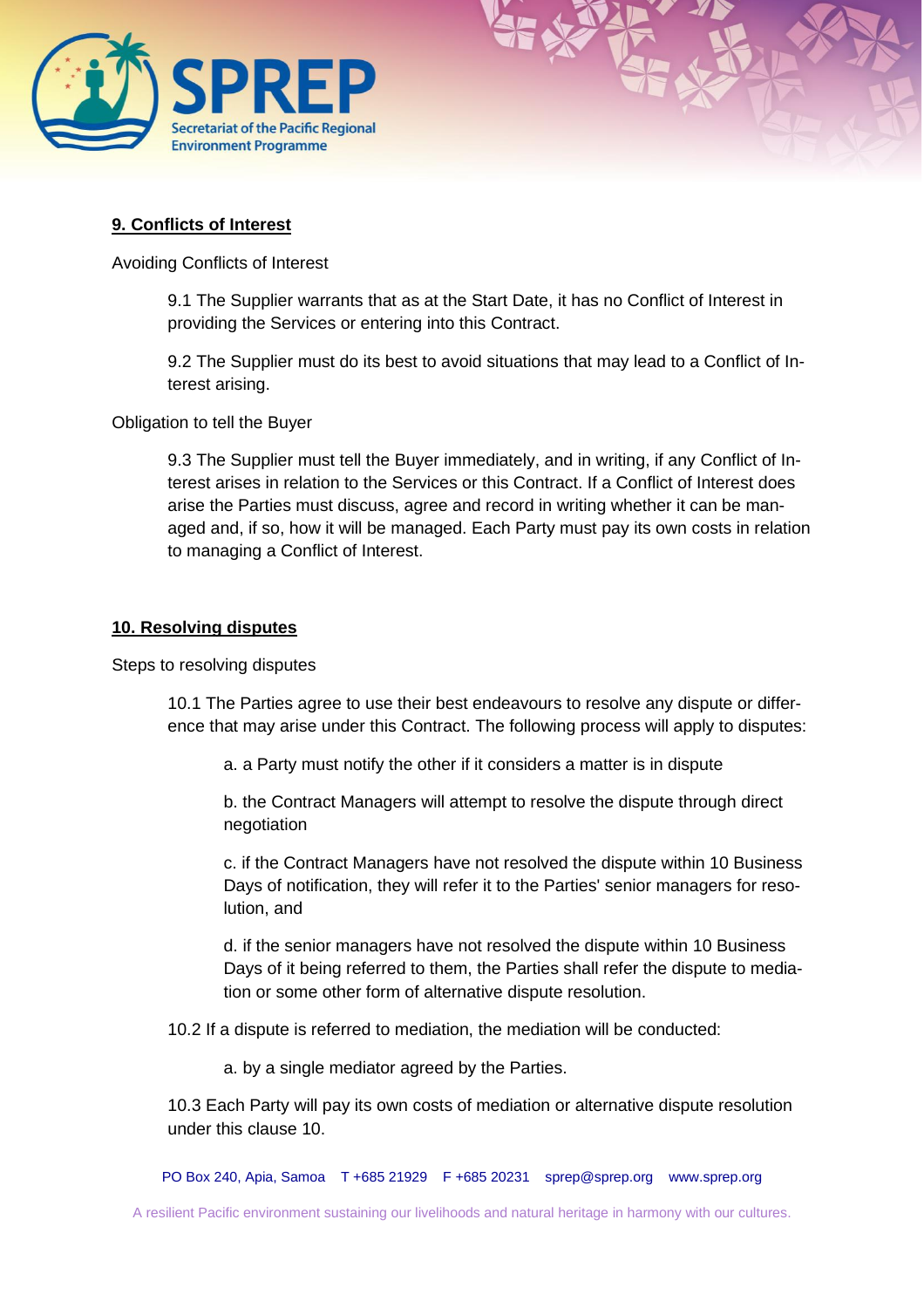## 9. Conflicts of Interest

Avoiding Conflicts of Interest

9.1 The Supplier warrants that as at the Start Date, it has no Conflict of Interest in providing the Services or entering into this Contract.

9.2 The Supplier must do its best to avoid situations that may lead to a Conflict of Interest arising.

Obligation to tell the Buyer

9.3 The Supplier must tell the Buyer immediately, and in writing, if any Conflict of Interest arises in relation to the Services or this Contract. If a Conflict of Interest does arise the Parties must discuss, agree and record in writing whether it can be managed and, if so, how it will be managed. Each Party must pay its own costs in relation to managing a Conflict of Interest.

## 10. Resolving disputes

Steps to resolving disputes

10.1 The Parties agree to use their best endeavours to resolve any dispute or difference that may arise under this Contract. The following process will apply to disputes:

a. a Party must notify the other if it considers a matter is in dispute

b. the Contract Managers will attempt to resolve the dispute through direct negotiation

c. if the Contract Managers have not resolved the dispute within 10 Business Days of notification, they will refer it to the Parties' senior managers for resolution, and

d. if the senior managers have not resolved the dispute within 10 Business Days of it being referred to them, the Parties shall refer the dispute to mediation or some other form of alternative dispute resolution.

10.2 If a dispute is referred to mediation, the mediation will be conducted:

a. by a single mediator agreed by the Parties.

10.3 Each Party will pay its own costs of mediation or alternative dispute resolution under this clause 10.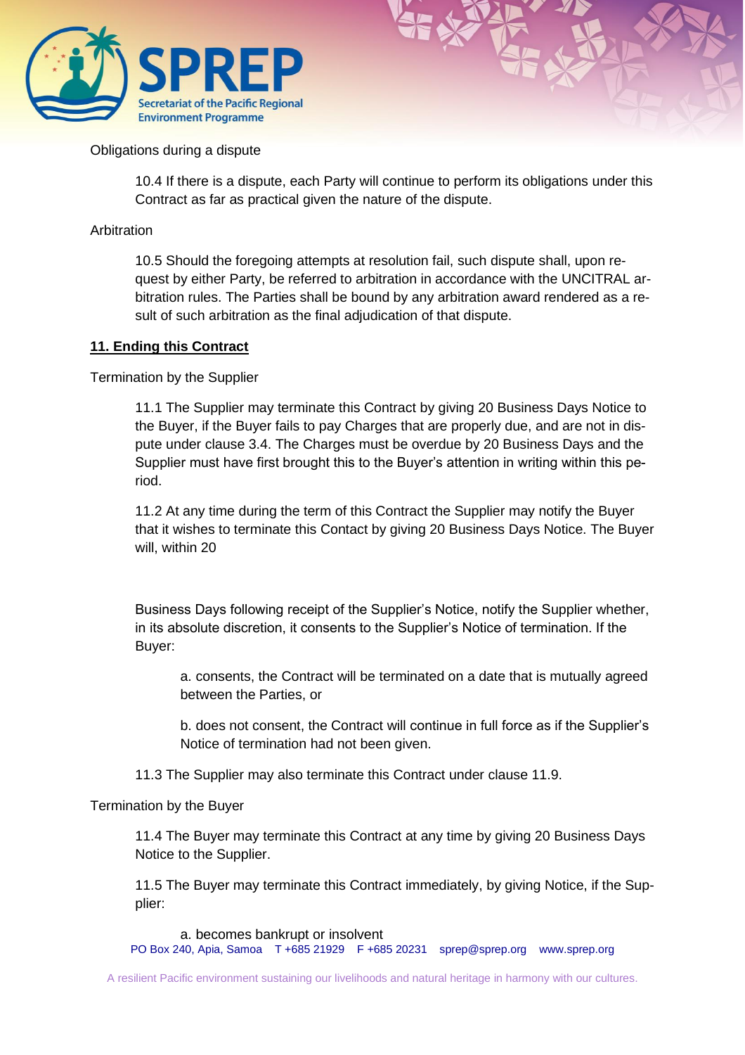Obligations during a dispute

10.4 If there is a dispute, each Party will continue to perform its obligations under this Contract as far as practical given the nature of the dispute.

Arbitration

10.5 Should the foregoing attempts at resolution fail, such dispute shall, upon request by either Party, be referred to arbitration in accordance with the UNCITRAL arbitration rules. The Parties shall be bound by any arbitration award rendered as a result of such arbitration as the final adjudication of that dispute.

## 11. Ending this Contract

Termination by the Supplier

11.1 The Supplier may terminate this Contract by giving 20 Business Days Notice to the Buyer, if the Buyer fails to pay Charges that are properly due, and are not in dispute under clause 3.4. The Charges must be overdue by 20 Business Days and the Supplier must have first brought this to the Buyer's attention in writing within this period.

11.2 At any time during the term of this Contract the Supplier may notify the Buyer that it wishes to terminate this Contact by giving 20 Business Days Notice. The Buyer will, within 20 Business Days following receipt of the Supplier's Notice, notify the Supplier whether, in its absolute discretion, it consents to the Supplier's Notice of termination. If the Buyer:

a. consents, the Contract will be terminated on a date that is mutually agreed between the Parties, or

b. does not consent, the Contract will continue in full force as if the Supplier's Notice of termination had not been given.

11.3 The Supplier may also terminate this Contract under clause 11.9.

Termination by the Buyer

11.4 The Buyer may terminate this Contract at any time by giving 20 Business Days Notice to the Supplier.

11.5 The Buyer may terminate this Contract immediately, by giving Notice, if the Supplier:

a. becomes bankrupt or insolvent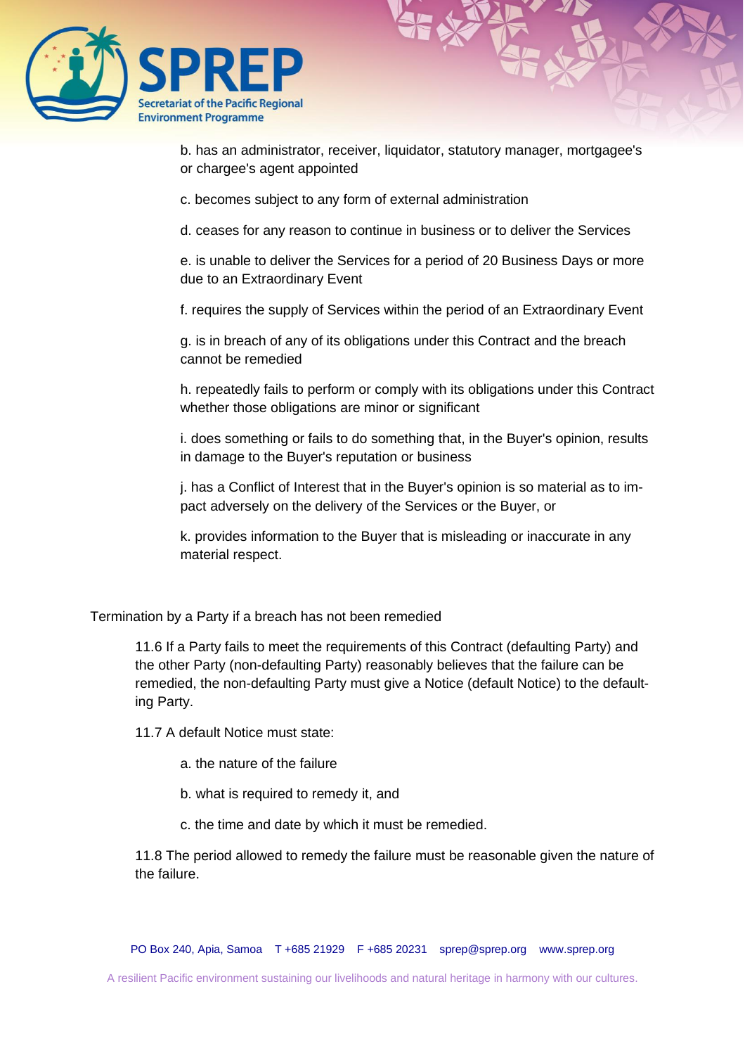b. has an administrator, receiver, liquidator, statutory manager, mortgagee's or chargee's agent appointed

c. becomes subject to any form of external administration

d. ceases for any reason to continue in business or to deliver the Services

e. is unable to deliver the Services for a period of 20 Business Days or more due to an Extraordinary Event

f. requires the supply of Services within the period of an Extraordinary Event

g. is in breach of any of its obligations under this Contract and the breach cannot be remedied

h. repeatedly fails to perform or comply with its obligations under this Contract whether those obligations are minor or significant

i. does something or fails to do something that, in the Buyer's opinion, results in damage to the Buyer's reputation or business

j. has a Conflict of Interest that in the Buyer's opinion is so material as to impact adversely on the delivery of the Services or the Buyer, or

k. provides information to the Buyer that is misleading or inaccurate in any material respect.

Termination by a Party if a breach has not been remedied

11.6 If a Party fails to meet the requirements of this Contract (defaulting Party) and the other Party (non-defaulting Party) reasonably believes that the failure can be remedied, the non-defaulting Party must give a Notice (default Notice) to the defaulting Party.

11.7 A default Notice must state:

a. the nature of the failure

b. what is required to remedy it, and

c. the time and date by which it must be remedied.

11.8 The period allowed to remedy the failure must be reasonable given the nature of the failure.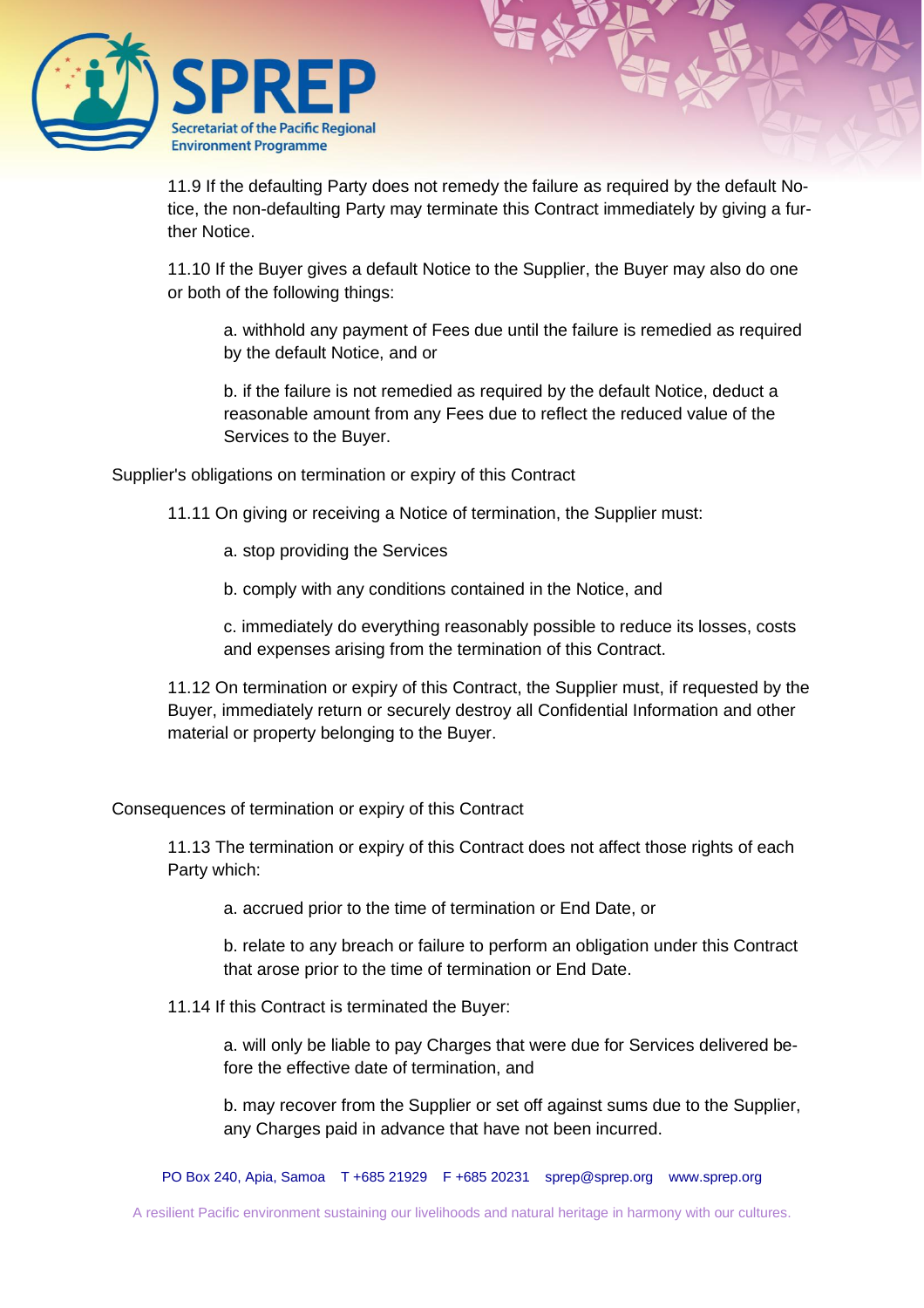11.9 If the defaulting Party does not remedy the failure as required by the default Notice, the non-defaulting Party may terminate this Contract immediately by giving a further Notice.

11.10 If the Buyer gives a default Notice to the Supplier, the Buyer may also do one or both of the following things:

a. withhold any payment of Fees due until the failure is remedied as required by the default Notice, and or

b. if the failure is not remedied as required by the default Notice, deduct a reasonable amount from any Fees due to reflect the reduced value of the Services to the Buyer.

Supplier's obligations on termination or expiry of this Contract

11.11 On giving or receiving a Notice of termination, the Supplier must:

a. stop providing the Services

b. comply with any conditions contained in the Notice, and

c. immediately do everything reasonably possible to reduce its losses, costs and expenses arising from the termination of this Contract.

11.12 On termination or expiry of this Contract, the Supplier must, if requested by the Buyer, immediately return or securely destroy all Confidential Information and other material or property belonging to the Buyer.

Consequences of termination or expiry of this Contract

11.13 The termination or expiry of this Contract does not affect those rights of each Party which:

a. accrued prior to the time of termination or End Date, or

b. relate to any breach or failure to perform an obligation under this Contract that arose prior to the time of termination or End Date.

11.14 If this Contract is terminated the Buyer:

a. will only be liable to pay Charges that were due for Services delivered before the effective date of termination, and

b. may recover from the Supplier or set off against sums due to the Supplier, any Charges paid in advance that have not been incurred.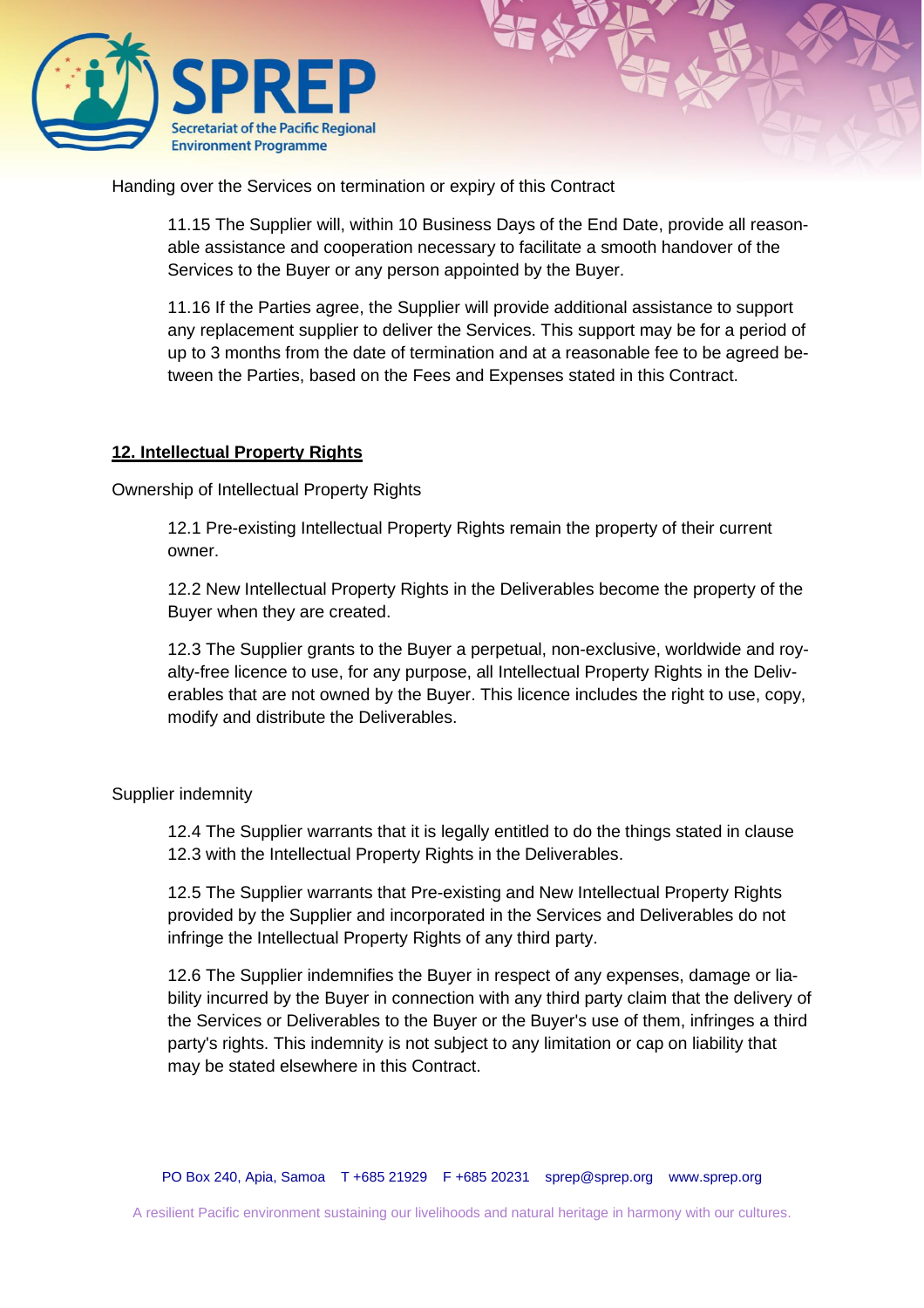Handing over the Services on termination or expiry of this Contract

11.15 The Supplier will, within 10 Business Days of the End Date, provide all reasonable assistance and cooperation necessary to facilitate a smooth handover of the Services to the Buyer or any person appointed by the Buyer.

11.16 If the Parties agree, the Supplier will provide additional assistance to support any replacement supplier to deliver the Services. This support may be for a period of up to 3 months from the date of termination and at a reasonable fee to be agreed between the Parties, based on the Fees and Expenses stated in this Contract.

## 12. Intellectual Property Rights

Ownership of Intellectual Property Rights

12.1 Pre-existing Intellectual Property Rights remain the property of their current owner.

12.2 New Intellectual Property Rights in the Deliverables become the property of the Buyer when they are created.

12.3 The Supplier grants to the Buyer a perpetual, non-exclusive, worldwide and royalty-free licence to use, for any purpose, all Intellectual Property Rights in the Deliverables that are not owned by the Buyer. This licence includes the right to use, copy, modify and distribute the Deliverables.

Supplier indemnity

12.4 The Supplier warrants that it is legally entitled to do the things stated in clause 12.3 with the Intellectual Property Rights in the Deliverables.

12.5 The Supplier warrants that Pre-existing and New Intellectual Property Rights provided by the Supplier and incorporated in the Services and Deliverables do not infringe the Intellectual Property Rights of any third party.

12.6 The Supplier indemnifies the Buyer in respect of any expenses, damage or liability incurred by the Buyer in connection with any third party claim that the delivery of the Services or Deliverables to the Buyer or the Buyer's use of them, infringes a third party's rights. This indemnity is not subject to any limitation or cap on liability that may be stated elsewhere in this Contract.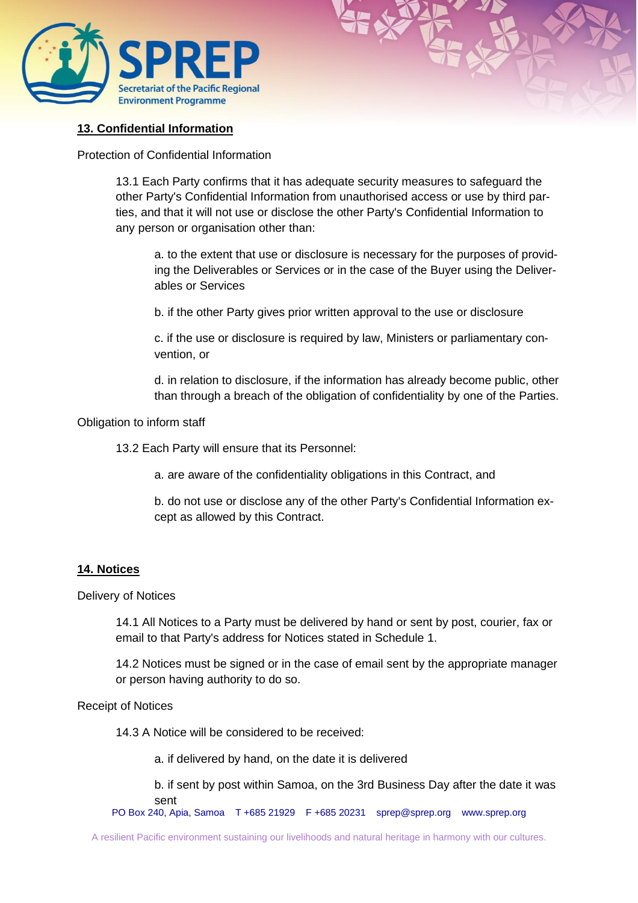## 13. Confidential Information

Protection of Confidential Information

13.1 Each Party confirms that it has adequate security measures to safeguard the other Party's Confidential Information from unauthorised access or use by third parties, and that it will not use or disclose the other Party's Confidential Information to any person or organisation other than:

a. to the extent that use or disclosure is necessary for the purposes of providing the Deliverables or Services or in the case of the Buyer using the Deliverables or Services

b. if the other Party gives prior written approval to the use or disclosure

c. if the use or disclosure is required by law, Ministers or parliamentary convention, or

d. in relation to disclosure, if the information has already become public, other than through a breach of the obligation of confidentiality by one of the Parties.

Obligation to inform staff

13.2 Each Party will ensure that its Personnel:

a. are aware of the confidentiality obligations in this Contract, and

b. do not use or disclose any of the other Party's Confidential Information except as allowed by this Contract.

## 14. Notices

Delivery of Notices

14.1 All Notices to a Party must be delivered by hand or sent by post, courier, fax or email to that Party's address for Notices stated in Schedule 1.

14.2 Notices must be signed or in the case of email sent by the appropriate manager or person having authority to do so.

Receipt of Notices

14.3 A Notice will be considered to be received:

a. if delivered by hand, on the date it is delivered

b. if sent by post within Samoa, on the 3rd Business Day after the date it was sent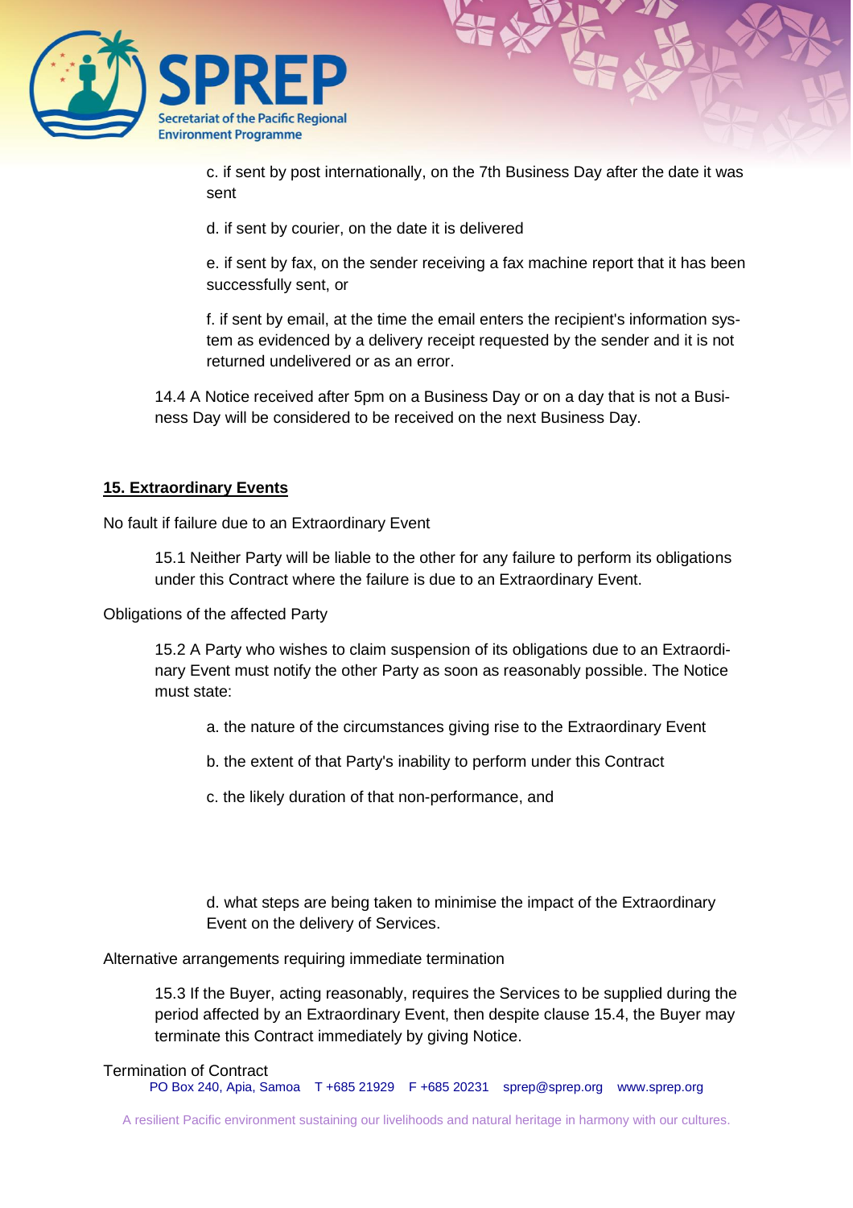c. if sent by post internationally, on the 7th Business Day after the date it was sent

d. if sent by courier, on the date it is delivered

e. if sent by fax, on the sender receiving a fax machine report that it has been successfully sent, or

f. if sent by email, at the time the email enters the recipient's information system as evidenced by a delivery receipt requested by the sender and it is not returned undelivered or as an error.

14.4 A Notice received after 5pm on a Business Day or on a day that is not a Business Day will be considered to be received on the next Business Day.

## 15. Extraordinary Events

No fault if failure due to an Extraordinary Event

15.1 Neither Party will be liable to the other for any failure to perform its obligations under this Contract where the failure is due to an Extraordinary Event.

Obligations of the affected Party

15.2 A Party who wishes to claim suspension of its obligations due to an Extraordinary Event must notify the other Party as soon as reasonably possible. The Notice must state:

a. the nature of the circumstances giving rise to the Extraordinary Event

b. the extent of that Party's inability to perform under this Contract

c. the likely duration of that non-performance, and

d. what steps are being taken to minimise the impact of the Extraordinary Event on the delivery of Services.

Alternative arrangements requiring immediate termination

15.3 If the Buyer, acting reasonably, requires the Services to be supplied during the period affected by an Extraordinary Event, then despite clause 15.4, the Buyer may terminate this Contract immediately by giving Notice.

Termination of Contract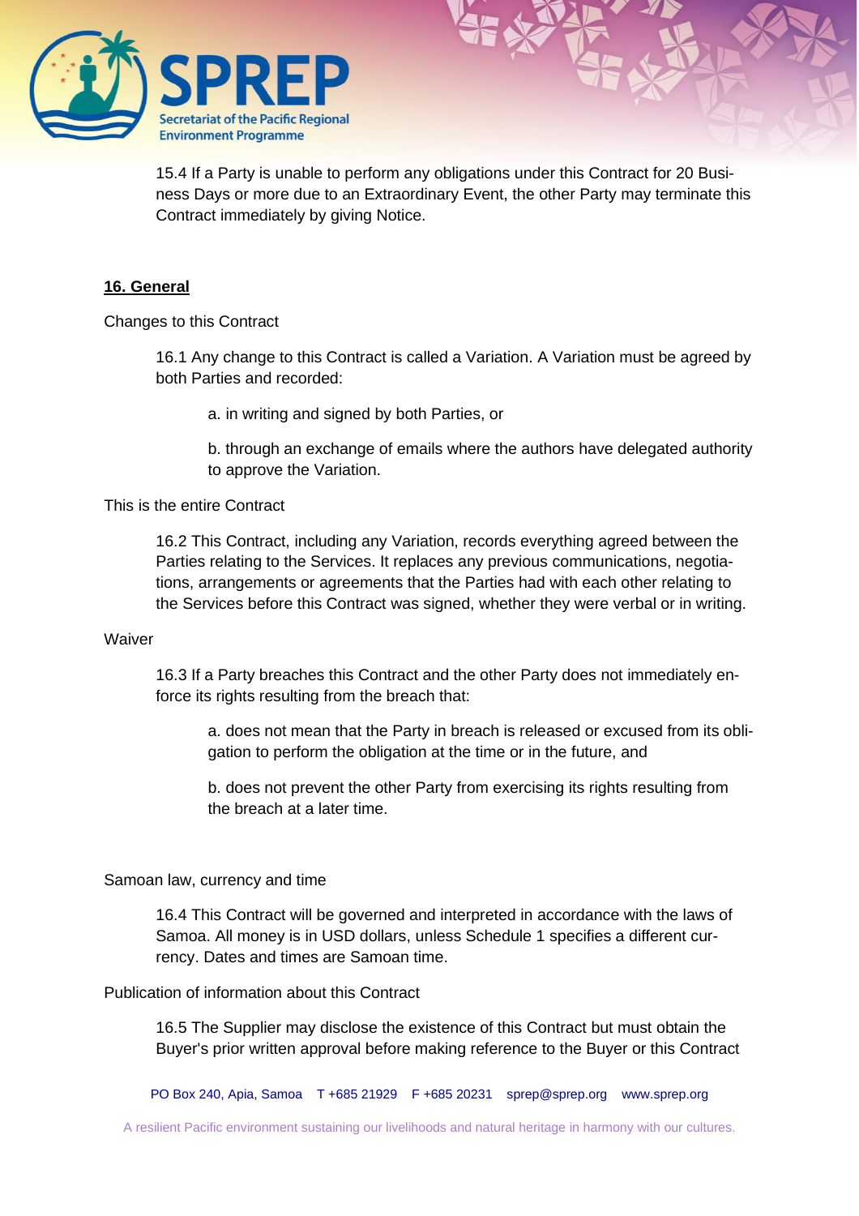15.4 If a Party is unable to perform any obligations under this Contract for 20 Business Days or more due to an Extraordinary Event, the other Party may terminate this Contract immediately by giving Notice.

## 16. General

Changes to this Contract

16.1 Any change to this Contract is called a Variation. A Variation must be agreed by both Parties and recorded:

a. in writing and signed by both Parties, or

b. through an exchange of emails where the authors have delegated authority to approve the Variation.

This is the entire Contract

16.2 This Contract, including any Variation, records everything agreed between the Parties relating to the Services. It replaces any previous communications, negotiations, arrangements or agreements that the Parties had with each other relating to the Services before this Contract was signed, whether they were verbal or in writing.

Waiver

16.3 If a Party breaches this Contract and the other Party does not immediately enforce its rights resulting from the breach that:

a. does not mean that the Party in breach is released or excused from its obligation to perform the obligation at the time or in the future, and

b. does not prevent the other Party from exercising its rights resulting from the breach at a later time.

Samoan law, currency and time

16.4 This Contract will be governed and interpreted in accordance with the laws of Samoa. All money is in USD dollars, unless Schedule 1 specifies a different currency. Dates and times are Samoan time.

Publication of information about this Contract

16.5 The Supplier may disclose the existence of this Contract but must obtain the Buyer's prior written approval before making reference to the Buyer or this Contract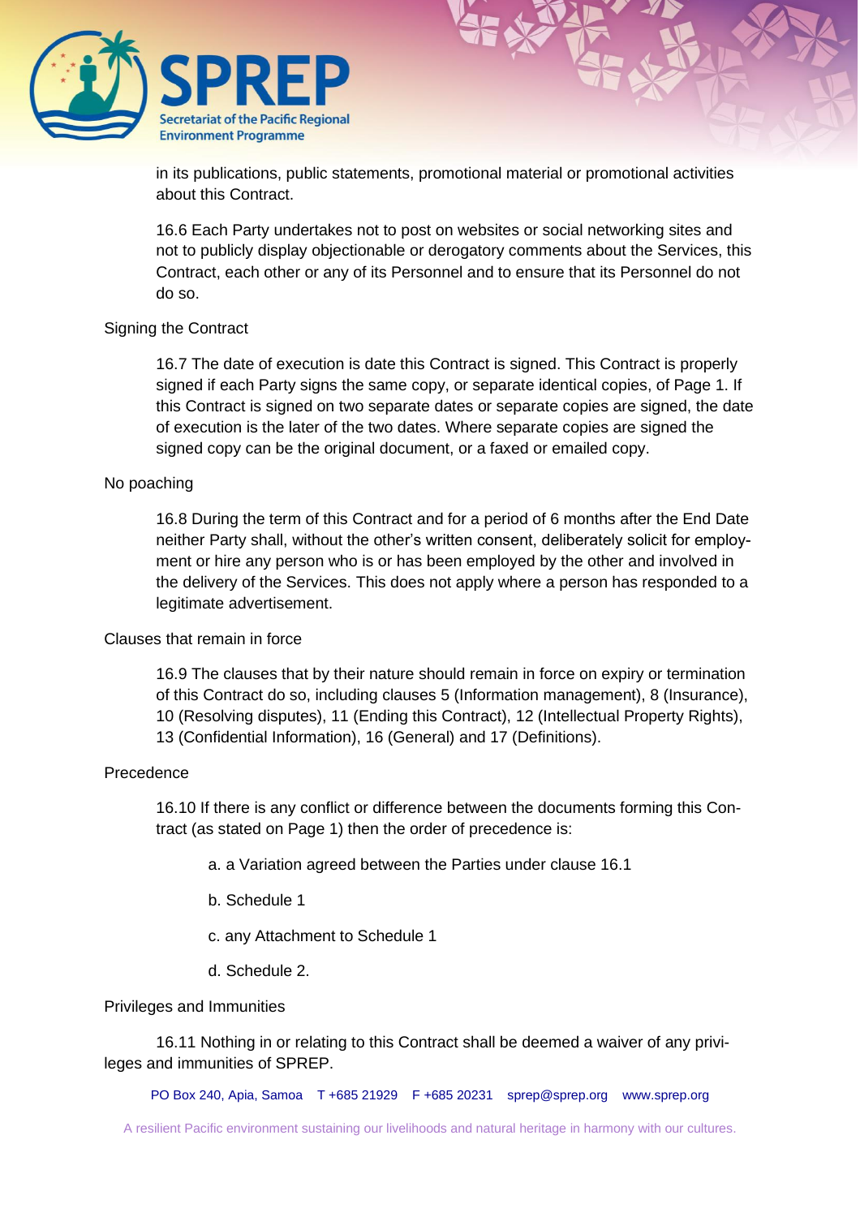in its publications, public statements, promotional material or promotional activities about this Contract.

16.6 Each Party undertakes not to post on websites or social networking sites and not to publicly display objectionable or derogatory comments about the Services, this Contract, each other or any of its Personnel and to ensure that its Personnel do not do so.

Signing the Contract

16.7 The date of execution is date this Contract is signed. This Contract is properly signed if each Party signs the same copy, or separate identical copies, of Page 1. If this Contract is signed on two separate dates or separate copies are signed, the date of execution is the later of the two dates. Where separate copies are signed the signed copy can be the original document, or a faxed or emailed copy.

No poaching

16.8 During the term of this Contract and for a period of 6 months after the End Date neither Party shall, without the other's written consent, deliberately solicit for employment or hire any person who is or has been employed by the other and involved in the delivery of the Services. This does not apply where a person has responded to a legitimate advertisement.

Clauses that remain in force

16.9 The clauses that by their nature should remain in force on expiry or termination of this Contract do so, including clauses 5 (Information management), 8 (Insurance), 10 (Resolving disputes), 11 (Ending this Contract), 12 (Intellectual Property Rights), 13 (Confidential Information), 16 (General) and 17 (Definitions).

Precedence

16.10 If there is any conflict or difference between the documents forming this Contract (as stated on Page 1) then the order of precedence is:

a. a Variation agreed between the Parties under clause 16.1

b. Schedule 1

c. any Attachment to Schedule 1

d. Schedule 2.

Privileges and Immunities

16.11 Nothing in or relating to this Contract shall be deemed a waiver of any privileges and immunities of SPREP.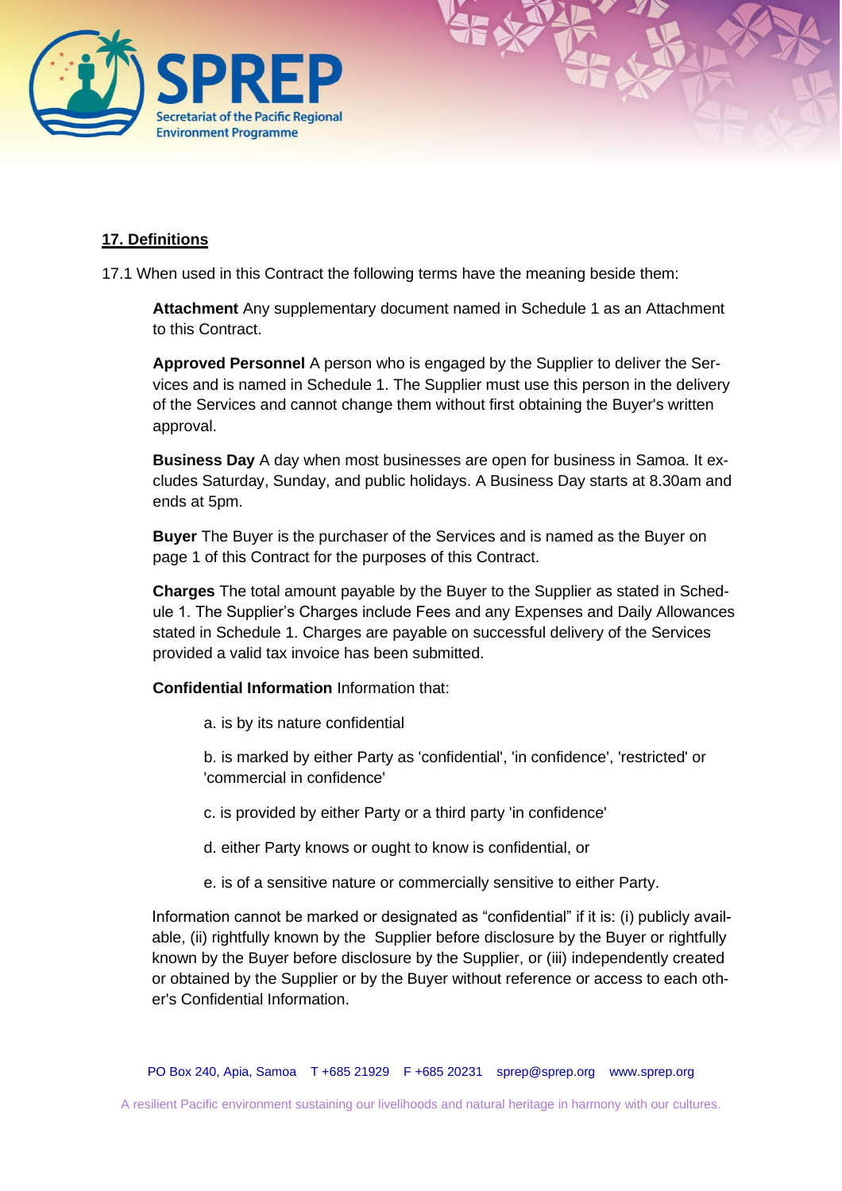## 17. Definitions

17.1 When used in this Contract the following terms have the meaning beside them:

**Attachment** Any supplementary document named in Schedule 1 as an Attachment to this Contract.

**Approved Personnel** A person who is engaged by the Supplier to deliver the Services and is named in Schedule 1. The Supplier must use this person in the delivery of the Services and cannot change them without first obtaining the Buyer's written approval.

**Business Day** A day when most businesses are open for business in Samoa. It excludes Saturday, Sunday, and public holidays. A Business Day starts at 8.30am and ends at 5pm.

**Buyer** The Buyer is the purchaser of the Services and is named as the Buyer on page 1 of this Contract for the purposes of this Contract.

**Charges** The total amount payable by the Buyer to the Supplier as stated in Schedule 1. The Supplier's Charges include Fees and any Expenses and Daily Allowances stated in Schedule 1. Charges are payable on successful delivery of the Services provided a valid tax invoice has been submitted.

**Confidential Information** Information that:

a. is by its nature confidential

b. is marked by either Party as 'confidential', 'in confidence', 'restricted' or 'commercial in confidence'

c. is provided by either Party or a third party 'in confidence'

d. either Party knows or ought to know is confidential, or

e. is of a sensitive nature or commercially sensitive to either Party.

Information cannot be marked or designated as "confidential" if it is: (i) publicly available, (ii) rightfully known by the Supplier before disclosure by the Buyer or rightfully known by the Buyer before disclosure by the Supplier, or (iii) independently created or obtained by the Supplier or by the Buyer without reference or access to each other's Confidential Information.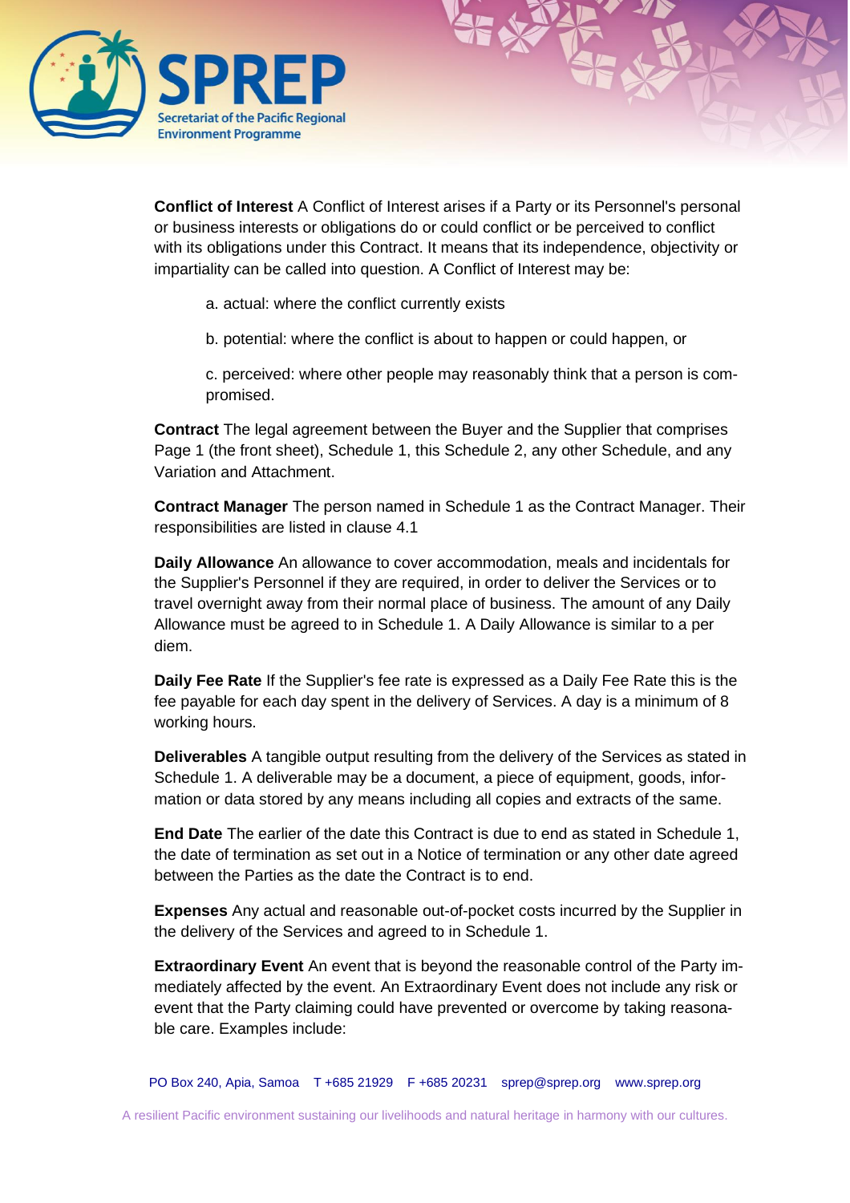**Conflict of Interest** A Conflict of Interest arises if a Party or its Personnel's personal or business interests or obligations do or could conflict or be perceived to conflict with its obligations under this Contract. It means that its independence, objectivity or impartiality can be called into question. A Conflict of Interest may be:

a. actual: where the conflict currently exists

b. potential: where the conflict is about to happen or could happen, or

c. perceived: where other people may reasonably think that a person is compromised.

**Contract** The legal agreement between the Buyer and the Supplier that comprises Page 1 (the front sheet), Schedule 1, this Schedule 2, any other Schedule, and any Variation and Attachment.

**Contract Manager** The person named in Schedule 1 as the Contract Manager. Their responsibilities are listed in clause 4.1

**Daily Allowance** An allowance to cover accommodation, meals and incidentals for the Supplier's Personnel if they are required, in order to deliver the Services or to travel overnight away from their normal place of business. The amount of any Daily Allowance must be agreed to in Schedule 1. A Daily Allowance is similar to a per diem.

**Daily Fee Rate** If the Supplier's fee rate is expressed as a Daily Fee Rate this is the fee payable for each day spent in the delivery of Services. A day is a minimum of 8 working hours.

**Deliverables** A tangible output resulting from the delivery of the Services as stated in Schedule 1. A deliverable may be a document, a piece of equipment, goods, information or data stored by any means including all copies and extracts of the same.

**End Date** The earlier of the date this Contract is due to end as stated in Schedule 1, the date of termination as set out in a Notice of termination or any other date agreed between the Parties as the date the Contract is to end.

**Expenses** Any actual and reasonable out-of-pocket costs incurred by the Supplier in the delivery of the Services and agreed to in Schedule 1.

**Extraordinary Event** An event that is beyond the reasonable control of the Party immediately affected by the event. An Extraordinary Event does not include any risk or event that the Party claiming could have prevented or overcome by taking reasonable care. Examples include: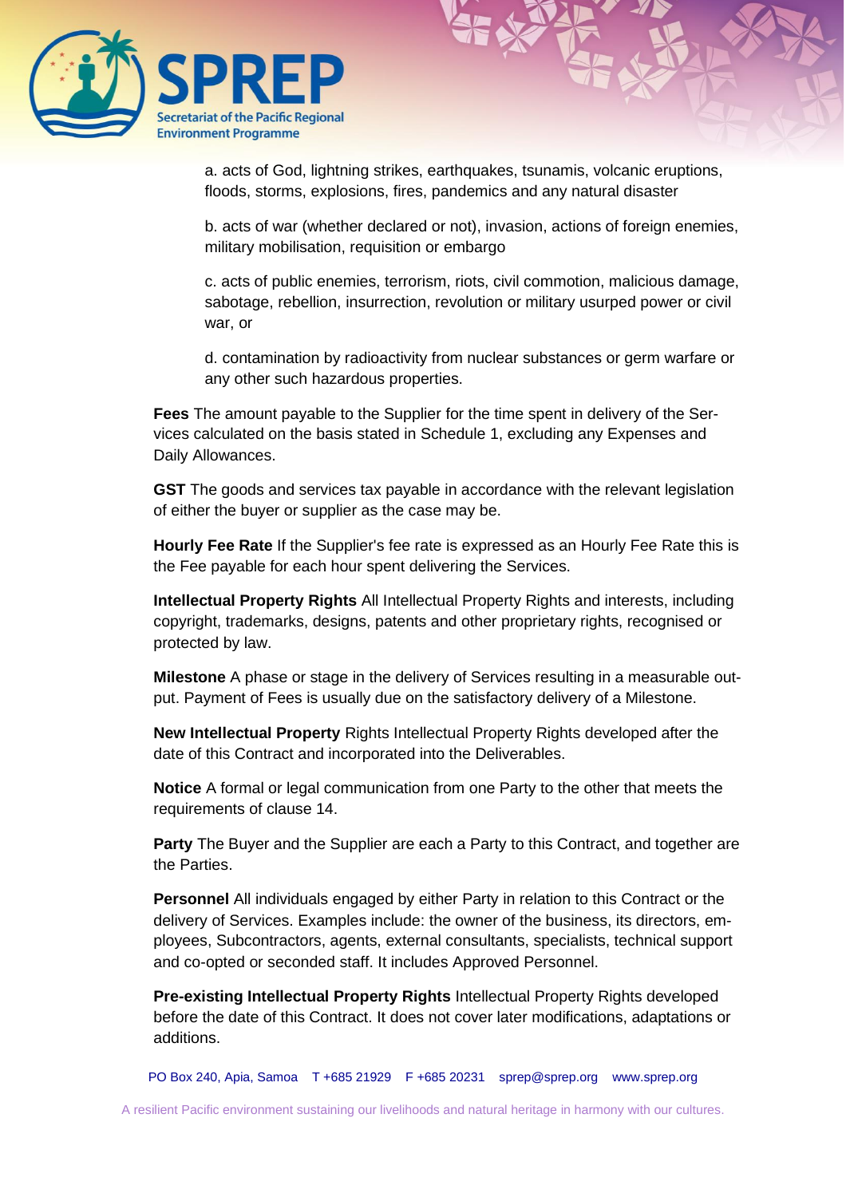a. acts of God, lightning strikes, earthquakes, tsunamis, volcanic eruptions, floods, storms, explosions, fires, pandemics and any natural disaster

b. acts of war (whether declared or not), invasion, actions of foreign enemies, military mobilisation, requisition or embargo

c. acts of public enemies, terrorism, riots, civil commotion, malicious damage, sabotage, rebellion, insurrection, revolution or military usurped power or civil war, or

d. contamination by radioactivity from nuclear substances or germ warfare or any other such hazardous properties.

**Fees** The amount payable to the Supplier for the time spent in delivery of the Services calculated on the basis stated in Schedule 1, excluding any Expenses and Daily Allowances.

**GST** The goods and services tax payable in accordance with the relevant legislation of either the buyer or supplier as the case may be.

**Hourly Fee Rate** If the Supplier's fee rate is expressed as an Hourly Fee Rate this is the Fee payable for each hour spent delivering the Services.

**Intellectual Property Rights** All Intellectual Property Rights and interests, including copyright, trademarks, designs, patents and other proprietary rights, recognised or protected by law.

**Milestone** A phase or stage in the delivery of Services resulting in a measurable output. Payment of Fees is usually due on the satisfactory delivery of a Milestone.

**New Intellectual Property** Rights Intellectual Property Rights developed after the date of this Contract and incorporated into the Deliverables.

**Notice** A formal or legal communication from one Party to the other that meets the requirements of clause 14.

**Party** The Buyer and the Supplier are each a Party to this Contract, and together are the Parties.

**Personnel** All individuals engaged by either Party in relation to this Contract or the delivery of Services. Examples include: the owner of the business, its directors, employees, Subcontractors, agents, external consultants, specialists, technical support and co-opted or seconded staff. It includes Approved Personnel.

**Pre-existing Intellectual Property Rights** Intellectual Property Rights developed before the date of this Contract. It does not cover later modifications, adaptations or additions.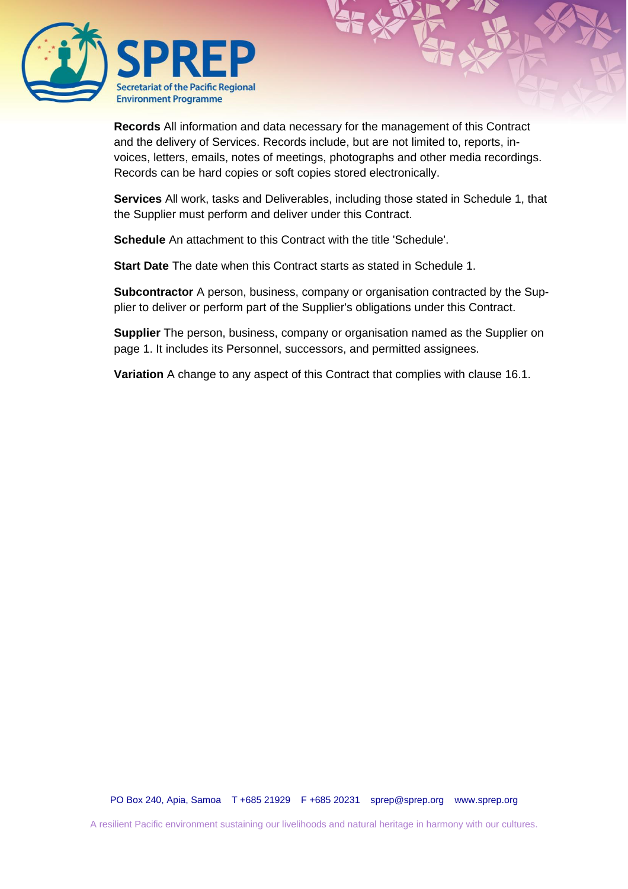**Records** All information and data necessary for the management of this Contract and the delivery of Services. Records include, but are not limited to, reports, invoices, letters, emails, notes of meetings, photographs and other media recordings. Records can be hard copies or soft copies stored electronically.

**Services** All work, tasks and Deliverables, including those stated in Schedule 1, that the Supplier must perform and deliver under this Contract.

**Schedule** An attachment to this Contract with the title 'Schedule'.

**Start Date** The date when this Contract starts as stated in Schedule 1.

**Subcontractor** A person, business, company or organisation contracted by the Supplier to deliver or perform part of the Supplier's obligations under this Contract.

**Supplier** The person, business, company or organisation named as the Supplier on page 1. It includes its Personnel, successors, and permitted assignees.

**Variation** A change to any aspect of this Contract that complies with clause 16.1.